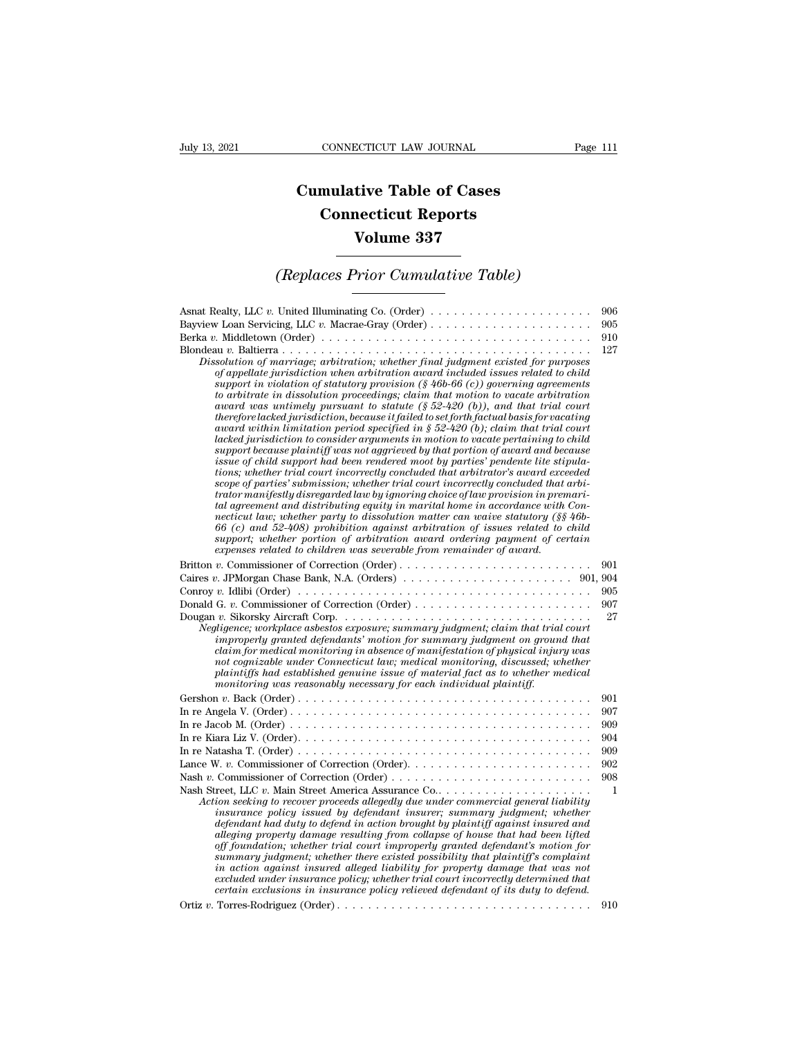# Cumulative Table of Cases
# Connecticut Reports
# Volume 337

## *(Replaces Prior Cumulative Table)*

Asnat Realty, LLC *v.* United Illuminating Co. (Order) . . . . . . . . . . . . . . . . . . . . 906

Bayview Loan Servicing, LLC *v.* Macrae-Gray (Order) . . . . . . . . . . . . . . . . . . . . 905

Berka *v.* Middletown (Order) . . . . . . . . . . . . . . . . . . . . . . . . . . . . . . . . . . . 910

Blondeau *v.* Baltierra . . . . . . . . . . . . . . . . . . . . . . . . . . . . . . . . . . . . . . . . 127

*Dissolution of marriage; arbitration; whether final judgment existed for purposes of appellate jurisdiction when arbitration award included issues related to child support in violation of statutory provision (§ 46b-66 (c)) governing agreements to arbitrate in dissolution proceedings; claim that motion to vacate arbitration award was untimely pursuant to statute (§ 52-420 (b)), and that trial court therefore lacked jurisdiction, because it failed to set forth factual basis for vacating award within limitation period specified in § 52-420 (b); claim that trial court lacked jurisdiction to consider arguments in motion to vacate pertaining to child support because plaintiff was not aggrieved by that portion of award and because issue of child support had been rendered moot by parties' pendente lite stipulations; whether trial court incorrectly concluded that arbitrator's award exceeded scope of parties' submission; whether trial court incorrectly concluded that arbitrator manifestly disregarded law by ignoring choice of law provision in premarital agreement and distributing equity in marital home in accordance with Connecticut law; whether party to dissolution matter can waive statutory (§§ 46b-66 (c) and 52-408) prohibition against arbitration of issues related to child support; whether portion of arbitration award ordering payment of certain expenses related to children was severable from remainder of award.*

Britton *v.* Commissioner of Correction (Order) . . . . . . . . . . . . . . . . . . . . . . . . 901

Caires *v.* JPMorgan Chase Bank, N.A. (Orders) . . . . . . . . . . . . . . . . . . . . . . 901, 904

Conroy *v.* Idlibi (Order) . . . . . . . . . . . . . . . . . . . . . . . . . . . . . . . . . . . . . . 905

Donald G. *v.* Commissioner of Correction (Order) . . . . . . . . . . . . . . . . . . . . . . 907

Dougan *v.* Sikorsky Aircraft Corp. . . . . . . . . . . . . . . . . . . . . . . . . . . . . . . . . 27

*Negligence; workplace asbestos exposure; summary judgment; claim that trial court improperly granted defendants' motion for summary judgment on ground that claim for medical monitoring in absence of manifestation of physical injury was not cognizable under Connecticut law; medical monitoring, discussed; whether plaintiffs had established genuine issue of material fact as to whether medical monitoring was reasonably necessary for each individual plaintiff.*

Gershon *v.* Back (Order) . . . . . . . . . . . . . . . . . . . . . . . . . . . . . . . . . . . . . . 901

In re Angela V. (Order) . . . . . . . . . . . . . . . . . . . . . . . . . . . . . . . . . . . . . . . 907

In re Jacob M. (Order) . . . . . . . . . . . . . . . . . . . . . . . . . . . . . . . . . . . . . . . 909

In re Kiara Liz V. (Order). . . . . . . . . . . . . . . . . . . . . . . . . . . . . . . . . . . . . . . 904

In re Natasha T. (Order) . . . . . . . . . . . . . . . . . . . . . . . . . . . . . . . . . . . . . . . 909

Lance W. *v.* Commissioner of Correction (Order). . . . . . . . . . . . . . . . . . . . . . . . 902

Nash *v.* Commissioner of Correction (Order) . . . . . . . . . . . . . . . . . . . . . . . . . . 908

Nash Street, LLC *v.* Main Street America Assurance Co.. . . . . . . . . . . . . . . . . . . . 1

*Action seeking to recover proceeds allegedly due under commercial general liability insurance policy issued by defendant insurer; summary judgment; whether defendant had duty to defend in action brought by plaintiff against insured and alleging property damage resulting from collapse of house that had been lifted off foundation; whether trial court improperly granted defendant's motion for summary judgment; whether there existed possibility that plaintiff's complaint in action against insured alleged liability for property damage that was not excluded under insurance policy; whether trial court incorrectly determined that certain exclusions in insurance policy relieved defendant of its duty to defend.*

Ortiz *v.* Torres-Rodriguez (Order) . . . . . . . . . . . . . . . . . . . . . . . . . . . . . . . . 910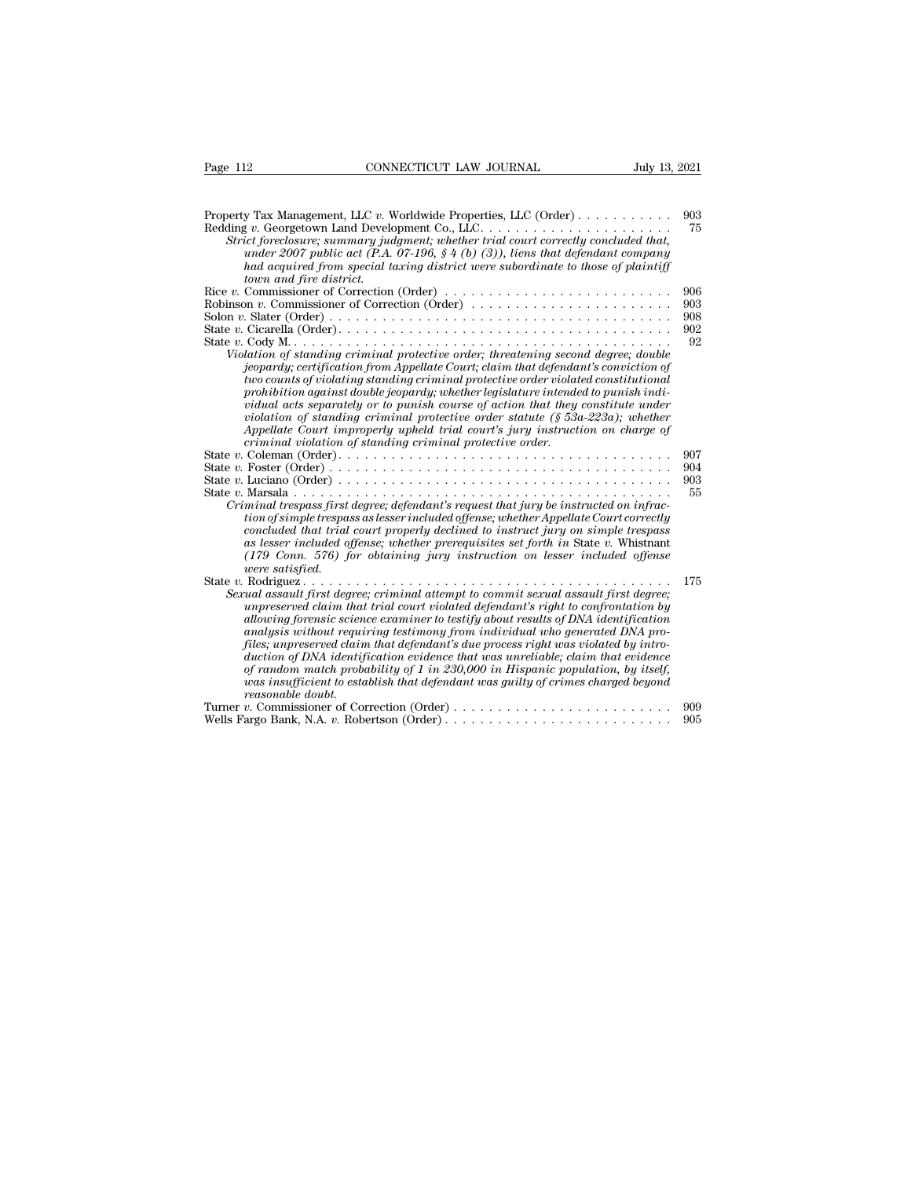Property Tax Management, LLC *v.* Worldwide Properties, LLC (Order) . . . . . . . . . . . 903

Redding *v.* Georgetown Land Development Co., LLC. . . . . . . . . . . . . . . . . . . . . . 75

*Strict foreclosure; summary judgment; whether trial court correctly concluded that, under 2007 public act (P.A. 07-196, § 4 (b) (3)), liens that defendant company had acquired from special taxing district were subordinate to those of plaintiff town and fire district.*

Rice *v.* Commissioner of Correction (Order) . . . . . . . . . . . . . . . . . . . . . . . . . 906

Robinson *v.* Commissioner of Correction (Order) . . . . . . . . . . . . . . . . . . . . . . 903

Solon *v.* Slater (Order) . . . . . . . . . . . . . . . . . . . . . . . . . . . . . . . . . . . . . 908

State *v.* Cicarella (Order). . . . . . . . . . . . . . . . . . . . . . . . . . . . . . . . . . . . 902

State *v.* Cody M. . . . . . . . . . . . . . . . . . . . . . . . . . . . . . . . . . . . . . . . . 92

*Violation of standing criminal protective order; threatening second degree; double jeopardy; certification from Appellate Court; claim that defendant's conviction of two counts of violating standing criminal protective order violated constitutional prohibition against double jeopardy; whether legislature intended to punish individual acts separately or to punish course of action that they constitute under violation of standing criminal protective order statute (§ 53a-223a); whether Appellate Court improperly upheld trial court's jury instruction on charge of criminal violation of standing criminal protective order.*

State *v.* Coleman (Order). . . . . . . . . . . . . . . . . . . . . . . . . . . . . . . . . . . . 907

State *v.* Foster (Order) . . . . . . . . . . . . . . . . . . . . . . . . . . . . . . . . . . . . . 904

State *v.* Luciano (Order) . . . . . . . . . . . . . . . . . . . . . . . . . . . . . . . . . . . . 903

State *v.* Marsala . . . . . . . . . . . . . . . . . . . . . . . . . . . . . . . . . . . . . . . . . 55

*Criminal trespass first degree; defendant's request that jury be instructed on infraction of simple trespass as lesser included offense; whether Appellate Court correctly concluded that trial court properly declined to instruct jury on simple trespass as lesser included offense; whether prerequisites set forth in* State *v.* Whistnant *(179 Conn. 576) for obtaining jury instruction on lesser included offense were satisfied.*

State *v.* Rodriguez . . . . . . . . . . . . . . . . . . . . . . . . . . . . . . . . . . . . . . . 175

*Sexual assault first degree; criminal attempt to commit sexual assault first degree; unpreserved claim that trial court violated defendant's right to confrontation by allowing forensic science examiner to testify about results of DNA identification analysis without requiring testimony from individual who generated DNA profiles; unpreserved claim that defendant's due process right was violated by introduction of DNA identification evidence that was unreliable; claim that evidence of random match probability of 1 in 230,000 in Hispanic population, by itself, was insufficient to establish that defendant was guilty of crimes charged beyond reasonable doubt.*

Turner *v.* Commissioner of Correction (Order) . . . . . . . . . . . . . . . . . . . . . . . . 909

Wells Fargo Bank, N.A. *v.* Robertson (Order) . . . . . . . . . . . . . . . . . . . . . . . . . 905